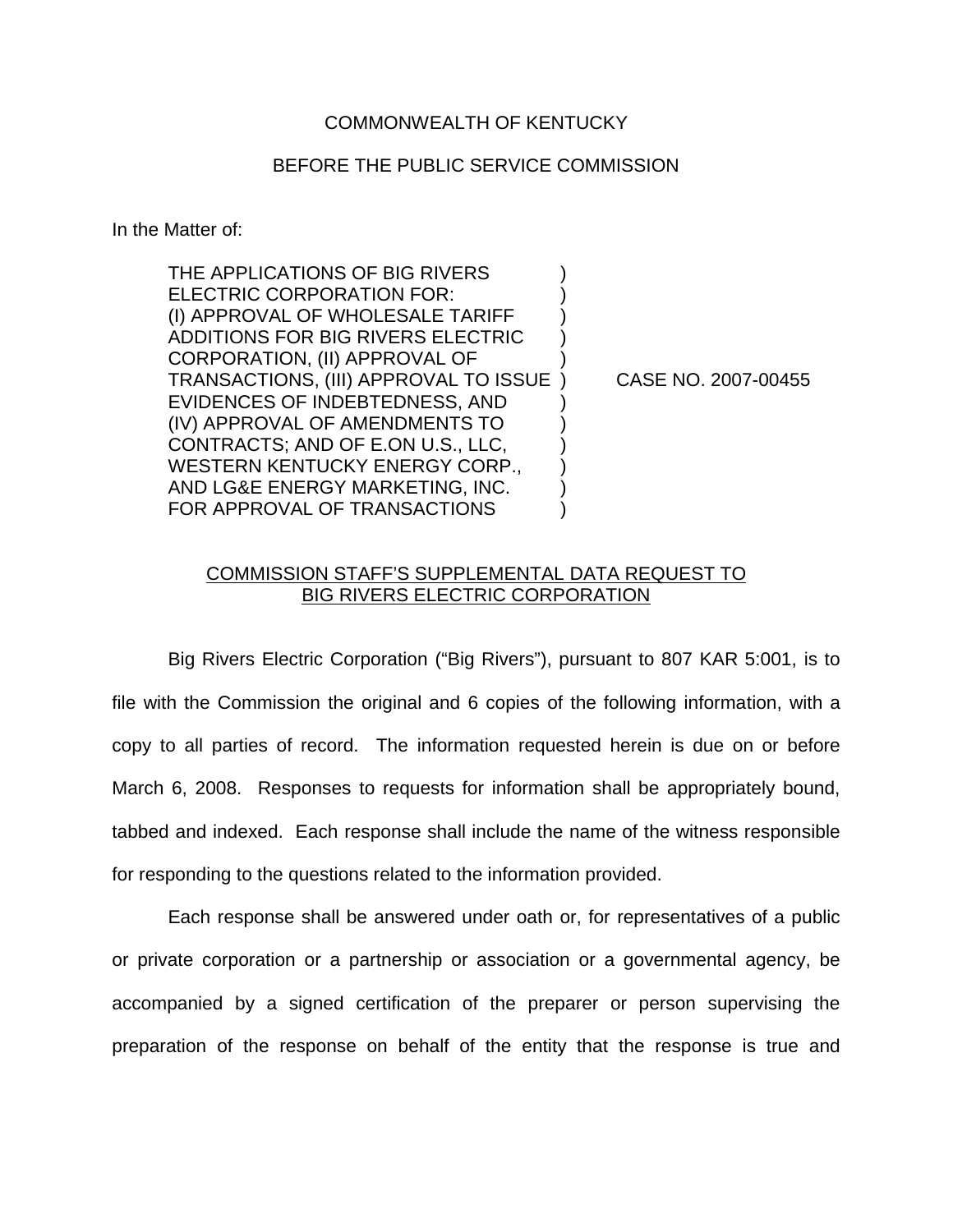COMMONWEALTH OF KENTUCKY

BEFORE THE PUBLIC SERVICE COMMISSION

In the Matter of:

| | | |
|---|---|---|
| THE APPLICATIONS OF BIG RIVERS ELECTRIC CORPORATION FOR: (I) APPROVAL OF WHOLESALE TARIFF ADDITIONS FOR BIG RIVERS ELECTRIC CORPORATION, (II) APPROVAL OF TRANSACTIONS, (III) APPROVAL TO ISSUE EVIDENCES OF INDEBTEDNESS, AND (IV) APPROVAL OF AMENDMENTS TO CONTRACTS; AND OF E.ON U.S., LLC, WESTERN KENTUCKY ENERGY CORP., AND LG&E ENERGY MARKETING, INC. FOR APPROVAL OF TRANSACTIONS | ) | CASE NO. 2007-00455 |

<u>COMMISSION STAFF'S SUPPLEMENTAL DATA REQUEST TO BIG RIVERS ELECTRIC CORPORATION</u>

Big Rivers Electric Corporation ("Big Rivers"), pursuant to 807 KAR 5:001, is to file with the Commission the original and 6 copies of the following information, with a copy to all parties of record. The information requested herein is due on or before March 6, 2008. Responses to requests for information shall be appropriately bound, tabbed and indexed. Each response shall include the name of the witness responsible for responding to the questions related to the information provided.

Each response shall be answered under oath or, for representatives of a public or private corporation or a partnership or association or a governmental agency, be accompanied by a signed certification of the preparer or person supervising the preparation of the response on behalf of the entity that the response is true and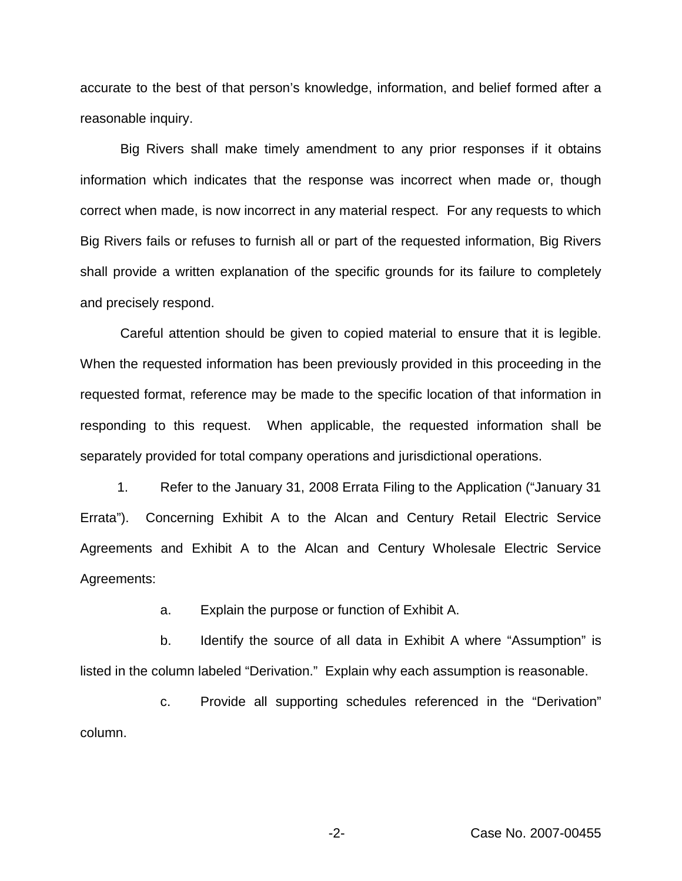accurate to the best of that person's knowledge, information, and belief formed after a reasonable inquiry.

Big Rivers shall make timely amendment to any prior responses if it obtains information which indicates that the response was incorrect when made or, though correct when made, is now incorrect in any material respect. For any requests to which Big Rivers fails or refuses to furnish all or part of the requested information, Big Rivers shall provide a written explanation of the specific grounds for its failure to completely and precisely respond.

Careful attention should be given to copied material to ensure that it is legible. When the requested information has been previously provided in this proceeding in the requested format, reference may be made to the specific location of that information in responding to this request. When applicable, the requested information shall be separately provided for total company operations and jurisdictional operations.

1. Refer to the January 31, 2008 Errata Filing to the Application ("January 31 Errata"). Concerning Exhibit A to the Alcan and Century Retail Electric Service Agreements and Exhibit A to the Alcan and Century Wholesale Electric Service Agreements:

   a. Explain the purpose or function of Exhibit A.

   b. Identify the source of all data in Exhibit A where "Assumption" is listed in the column labeled "Derivation." Explain why each assumption is reasonable.

   c. Provide all supporting schedules referenced in the "Derivation" column.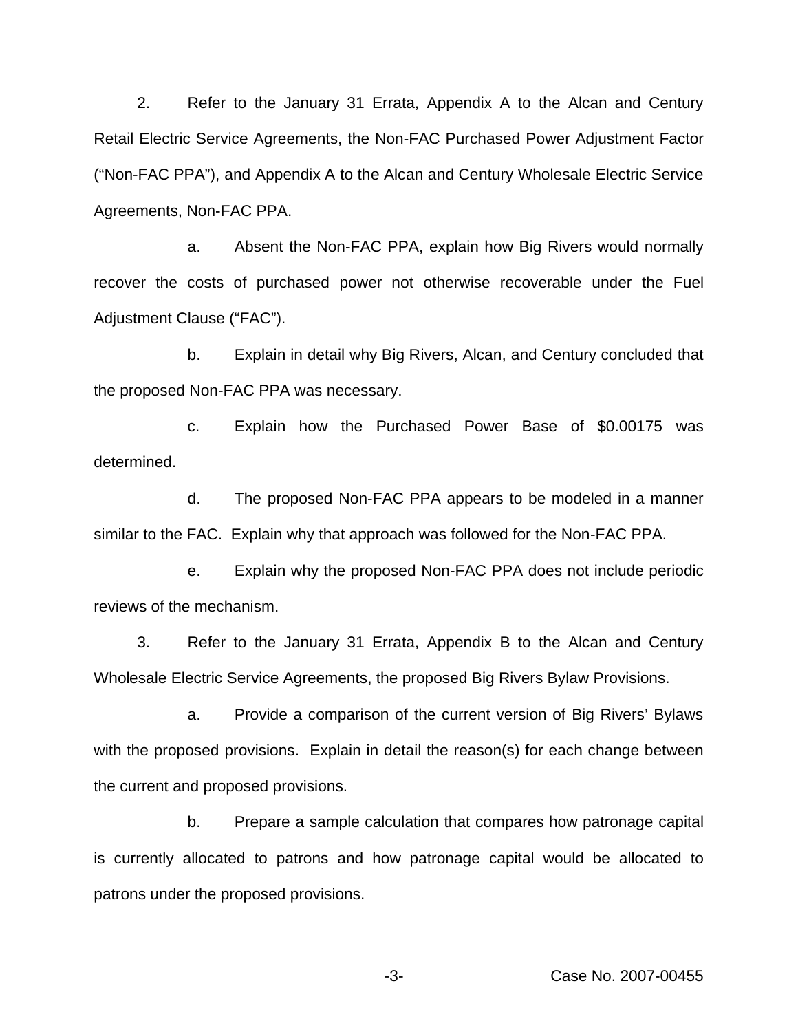2. Refer to the January 31 Errata, Appendix A to the Alcan and Century Retail Electric Service Agreements, the Non-FAC Purchased Power Adjustment Factor ("Non-FAC PPA"), and Appendix A to the Alcan and Century Wholesale Electric Service Agreements, Non-FAC PPA.

a. Absent the Non-FAC PPA, explain how Big Rivers would normally recover the costs of purchased power not otherwise recoverable under the Fuel Adjustment Clause ("FAC").

b. Explain in detail why Big Rivers, Alcan, and Century concluded that the proposed Non-FAC PPA was necessary.

c. Explain how the Purchased Power Base of $0.00175 was determined.

d. The proposed Non-FAC PPA appears to be modeled in a manner similar to the FAC. Explain why that approach was followed for the Non-FAC PPA.

e. Explain why the proposed Non-FAC PPA does not include periodic reviews of the mechanism.

3. Refer to the January 31 Errata, Appendix B to the Alcan and Century Wholesale Electric Service Agreements, the proposed Big Rivers Bylaw Provisions.

a. Provide a comparison of the current version of Big Rivers' Bylaws with the proposed provisions. Explain in detail the reason(s) for each change between the current and proposed provisions.

b. Prepare a sample calculation that compares how patronage capital is currently allocated to patrons and how patronage capital would be allocated to patrons under the proposed provisions.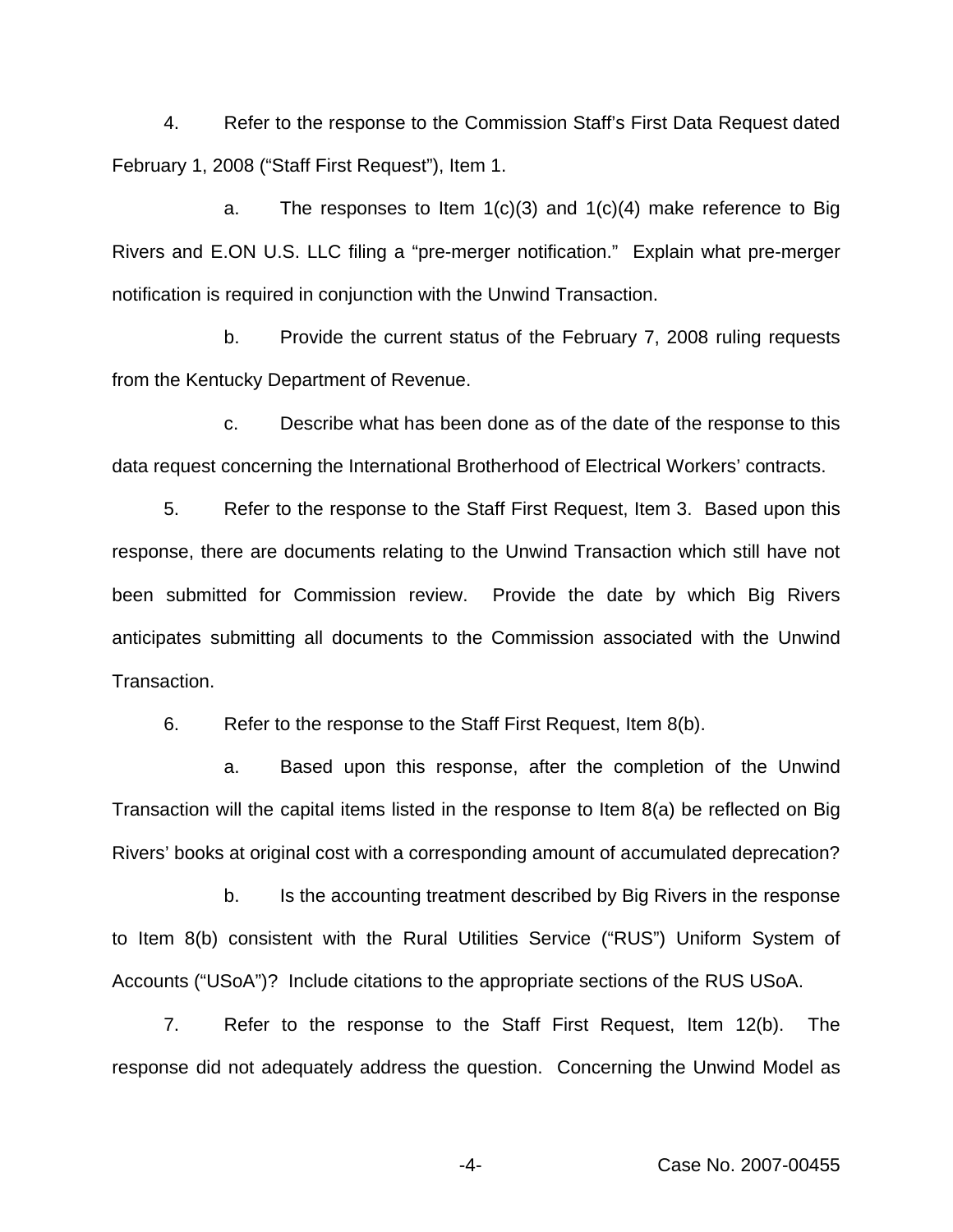4. Refer to the response to the Commission Staff's First Data Request dated February 1, 2008 ("Staff First Request"), Item 1.

   a. The responses to Item 1(c)(3) and 1(c)(4) make reference to Big Rivers and E.ON U.S. LLC filing a "pre-merger notification." Explain what pre-merger notification is required in conjunction with the Unwind Transaction.

   b. Provide the current status of the February 7, 2008 ruling requests from the Kentucky Department of Revenue.

   c. Describe what has been done as of the date of the response to this data request concerning the International Brotherhood of Electrical Workers' contracts.

5. Refer to the response to the Staff First Request, Item 3. Based upon this response, there are documents relating to the Unwind Transaction which still have not been submitted for Commission review. Provide the date by which Big Rivers anticipates submitting all documents to the Commission associated with the Unwind Transaction.

6. Refer to the response to the Staff First Request, Item 8(b).

   a. Based upon this response, after the completion of the Unwind Transaction will the capital items listed in the response to Item 8(a) be reflected on Big Rivers' books at original cost with a corresponding amount of accumulated deprecation?

   b. Is the accounting treatment described by Big Rivers in the response to Item 8(b) consistent with the Rural Utilities Service ("RUS") Uniform System of Accounts ("USoA")? Include citations to the appropriate sections of the RUS USoA.

7. Refer to the response to the Staff First Request, Item 12(b). The response did not adequately address the question. Concerning the Unwind Model as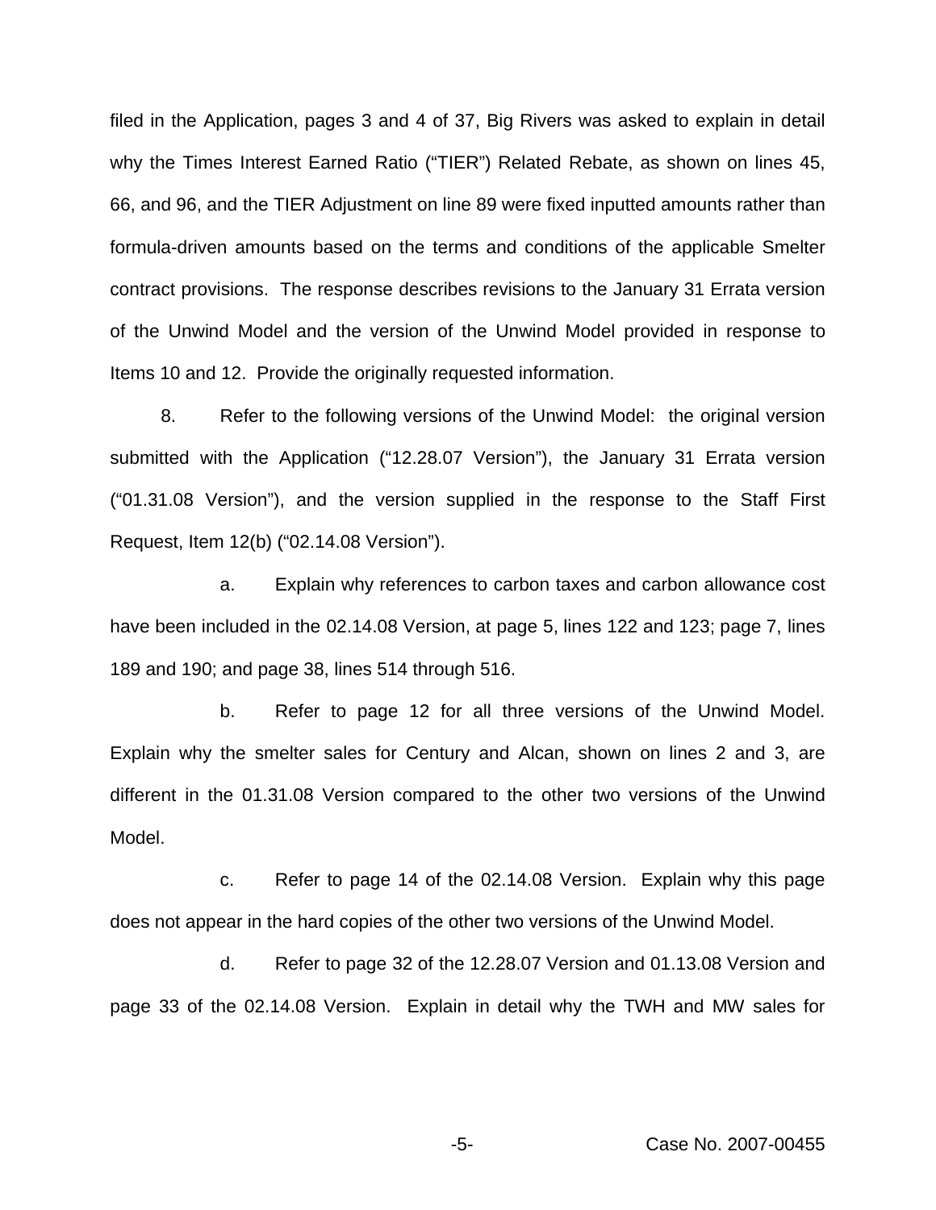filed in the Application, pages 3 and 4 of 37, Big Rivers was asked to explain in detail why the Times Interest Earned Ratio ("TIER") Related Rebate, as shown on lines 45, 66, and 96, and the TIER Adjustment on line 89 were fixed inputted amounts rather than formula-driven amounts based on the terms and conditions of the applicable Smelter contract provisions. The response describes revisions to the January 31 Errata version of the Unwind Model and the version of the Unwind Model provided in response to Items 10 and 12. Provide the originally requested information.

8. Refer to the following versions of the Unwind Model: the original version submitted with the Application ("12.28.07 Version"), the January 31 Errata version ("01.31.08 Version"), and the version supplied in the response to the Staff First Request, Item 12(b) ("02.14.08 Version").

a. Explain why references to carbon taxes and carbon allowance cost have been included in the 02.14.08 Version, at page 5, lines 122 and 123; page 7, lines 189 and 190; and page 38, lines 514 through 516.

b. Refer to page 12 for all three versions of the Unwind Model. Explain why the smelter sales for Century and Alcan, shown on lines 2 and 3, are different in the 01.31.08 Version compared to the other two versions of the Unwind Model.

c. Refer to page 14 of the 02.14.08 Version. Explain why this page does not appear in the hard copies of the other two versions of the Unwind Model.

d. Refer to page 32 of the 12.28.07 Version and 01.13.08 Version and page 33 of the 02.14.08 Version. Explain in detail why the TWH and MW sales for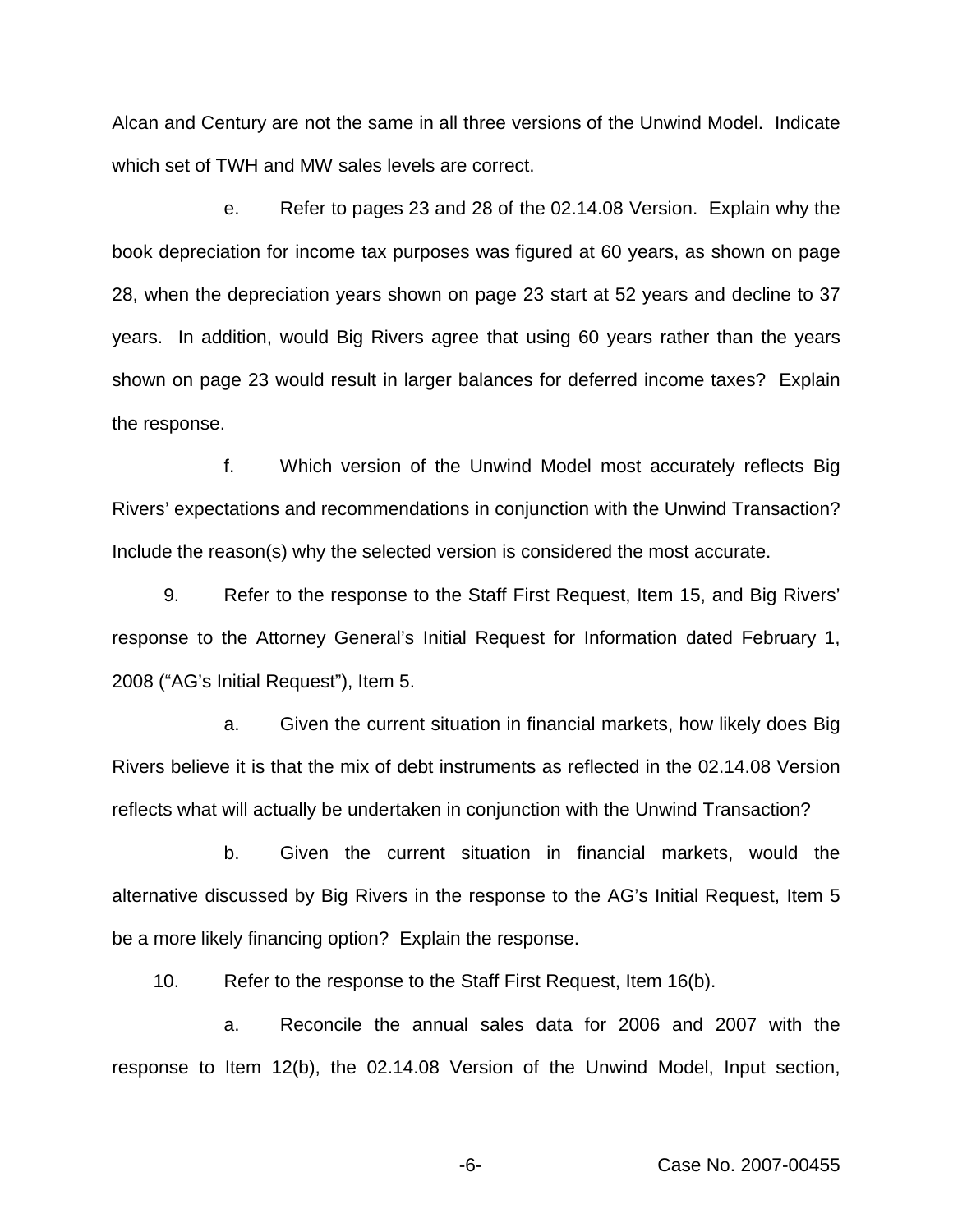Alcan and Century are not the same in all three versions of the Unwind Model. Indicate which set of TWH and MW sales levels are correct.

e. Refer to pages 23 and 28 of the 02.14.08 Version. Explain why the book depreciation for income tax purposes was figured at 60 years, as shown on page 28, when the depreciation years shown on page 23 start at 52 years and decline to 37 years. In addition, would Big Rivers agree that using 60 years rather than the years shown on page 23 would result in larger balances for deferred income taxes? Explain the response.

f. Which version of the Unwind Model most accurately reflects Big Rivers' expectations and recommendations in conjunction with the Unwind Transaction? Include the reason(s) why the selected version is considered the most accurate.

9. Refer to the response to the Staff First Request, Item 15, and Big Rivers' response to the Attorney General's Initial Request for Information dated February 1, 2008 ("AG's Initial Request"), Item 5.

a. Given the current situation in financial markets, how likely does Big Rivers believe it is that the mix of debt instruments as reflected in the 02.14.08 Version reflects what will actually be undertaken in conjunction with the Unwind Transaction?

b. Given the current situation in financial markets, would the alternative discussed by Big Rivers in the response to the AG's Initial Request, Item 5 be a more likely financing option? Explain the response.

10. Refer to the response to the Staff First Request, Item 16(b).

a. Reconcile the annual sales data for 2006 and 2007 with the response to Item 12(b), the 02.14.08 Version of the Unwind Model, Input section,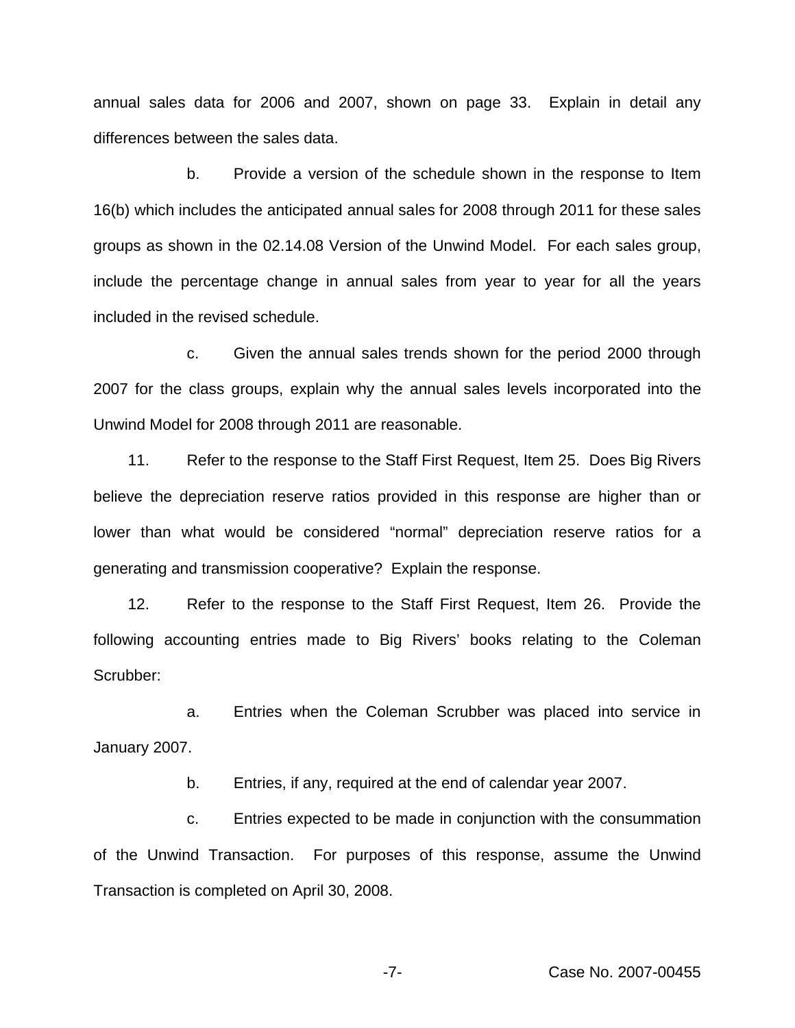annual sales data for 2006 and 2007, shown on page 33. Explain in detail any differences between the sales data.

b. Provide a version of the schedule shown in the response to Item 16(b) which includes the anticipated annual sales for 2008 through 2011 for these sales groups as shown in the 02.14.08 Version of the Unwind Model. For each sales group, include the percentage change in annual sales from year to year for all the years included in the revised schedule.

c. Given the annual sales trends shown for the period 2000 through 2007 for the class groups, explain why the annual sales levels incorporated into the Unwind Model for 2008 through 2011 are reasonable.

11. Refer to the response to the Staff First Request, Item 25. Does Big Rivers believe the depreciation reserve ratios provided in this response are higher than or lower than what would be considered "normal" depreciation reserve ratios for a generating and transmission cooperative? Explain the response.

12. Refer to the response to the Staff First Request, Item 26. Provide the following accounting entries made to Big Rivers' books relating to the Coleman Scrubber:

a. Entries when the Coleman Scrubber was placed into service in January 2007.

b. Entries, if any, required at the end of calendar year 2007.

c. Entries expected to be made in conjunction with the consummation of the Unwind Transaction. For purposes of this response, assume the Unwind Transaction is completed on April 30, 2008.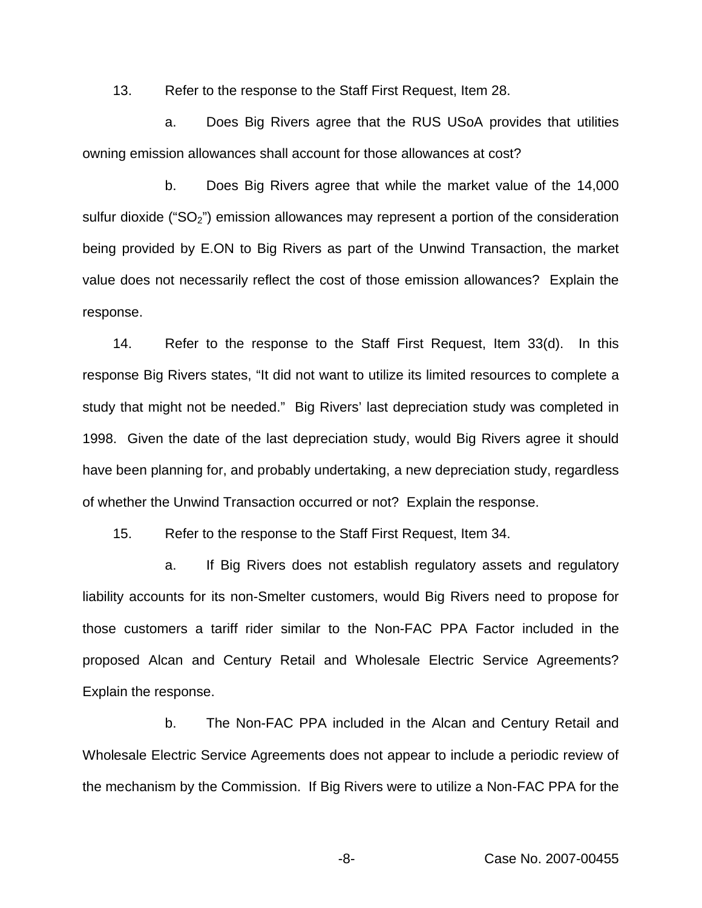13. Refer to the response to the Staff First Request, Item 28.

a. Does Big Rivers agree that the RUS USoA provides that utilities owning emission allowances shall account for those allowances at cost?

b. Does Big Rivers agree that while the market value of the 14,000 sulfur dioxide ("$SO_2$") emission allowances may represent a portion of the consideration being provided by E.ON to Big Rivers as part of the Unwind Transaction, the market value does not necessarily reflect the cost of those emission allowances? Explain the response.

14. Refer to the response to the Staff First Request, Item 33(d). In this response Big Rivers states, "It did not want to utilize its limited resources to complete a study that might not be needed." Big Rivers' last depreciation study was completed in 1998. Given the date of the last depreciation study, would Big Rivers agree it should have been planning for, and probably undertaking, a new depreciation study, regardless of whether the Unwind Transaction occurred or not? Explain the response.

15. Refer to the response to the Staff First Request, Item 34.

a. If Big Rivers does not establish regulatory assets and regulatory liability accounts for its non-Smelter customers, would Big Rivers need to propose for those customers a tariff rider similar to the Non-FAC PPA Factor included in the proposed Alcan and Century Retail and Wholesale Electric Service Agreements? Explain the response.

b. The Non-FAC PPA included in the Alcan and Century Retail and Wholesale Electric Service Agreements does not appear to include a periodic review of the mechanism by the Commission. If Big Rivers were to utilize a Non-FAC PPA for the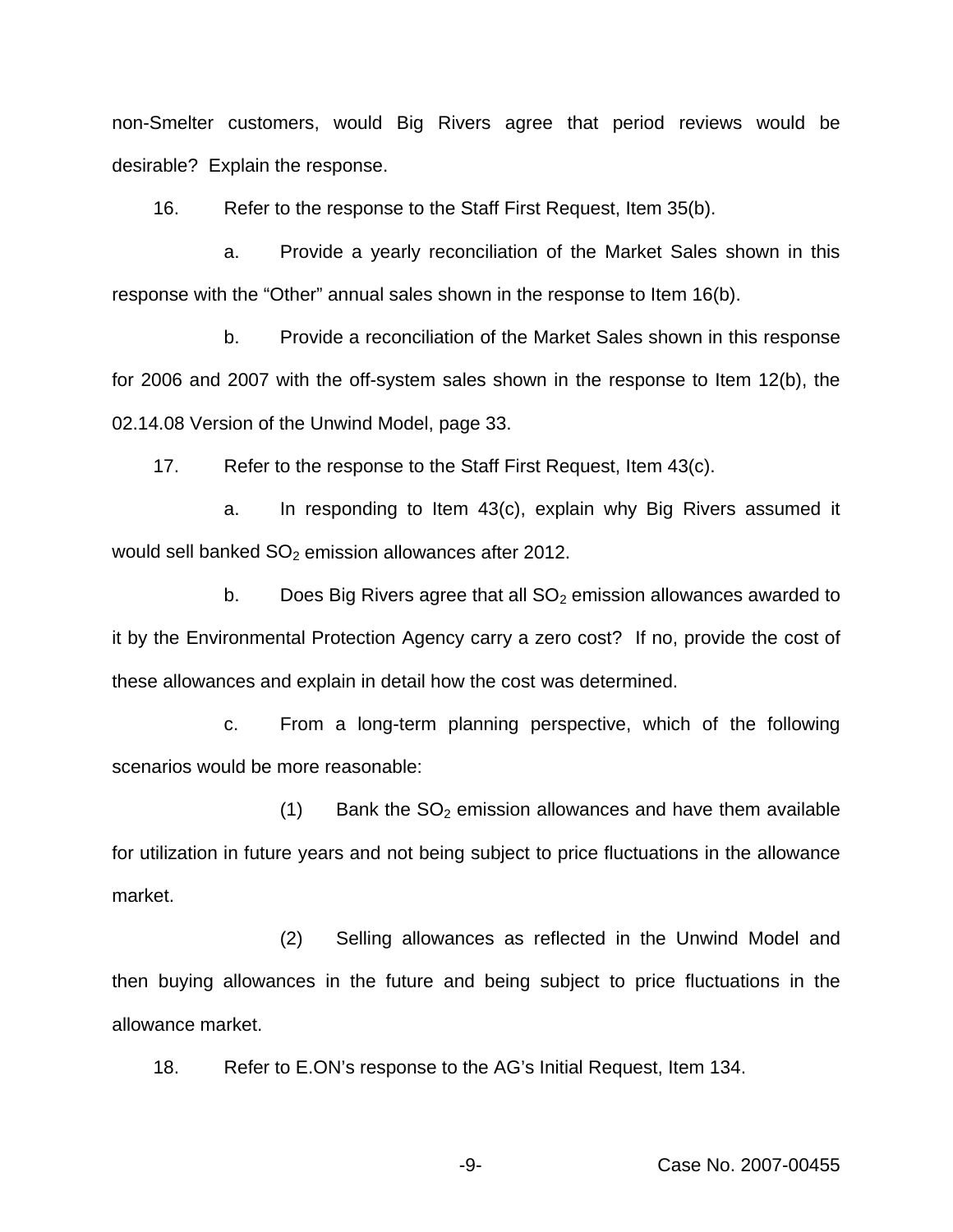non-Smelter customers, would Big Rivers agree that period reviews would be desirable? Explain the response.

16. Refer to the response to the Staff First Request, Item 35(b).

a. Provide a yearly reconciliation of the Market Sales shown in this response with the "Other" annual sales shown in the response to Item 16(b).

b. Provide a reconciliation of the Market Sales shown in this response for 2006 and 2007 with the off-system sales shown in the response to Item 12(b), the 02.14.08 Version of the Unwind Model, page 33.

17. Refer to the response to the Staff First Request, Item 43(c).

a. In responding to Item 43(c), explain why Big Rivers assumed it would sell banked $SO_2$ emission allowances after 2012.

b. Does Big Rivers agree that all $SO_2$ emission allowances awarded to it by the Environmental Protection Agency carry a zero cost? If no, provide the cost of these allowances and explain in detail how the cost was determined.

c. From a long-term planning perspective, which of the following scenarios would be more reasonable:

(1) Bank the $SO_2$ emission allowances and have them available for utilization in future years and not being subject to price fluctuations in the allowance market.

(2) Selling allowances as reflected in the Unwind Model and then buying allowances in the future and being subject to price fluctuations in the allowance market.

18. Refer to E.ON's response to the AG's Initial Request, Item 134.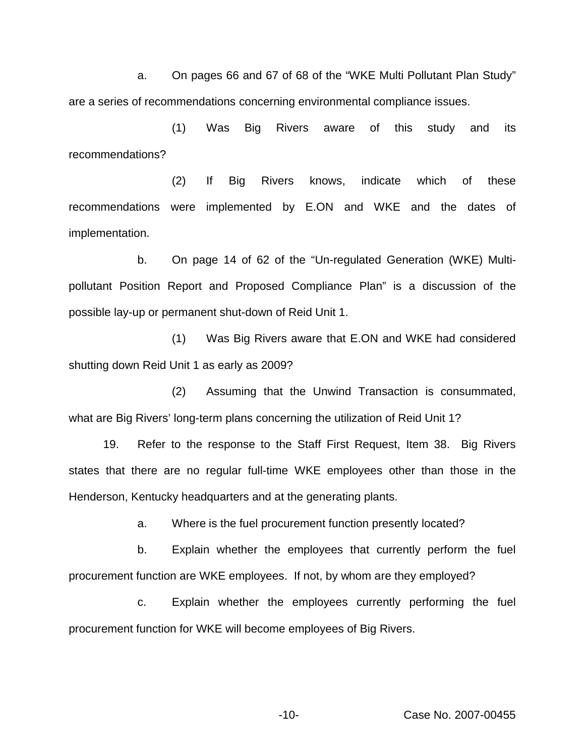a. On pages 66 and 67 of 68 of the "WKE Multi Pollutant Plan Study" are a series of recommendations concerning environmental compliance issues.

(1) Was Big Rivers aware of this study and its recommendations?

(2) If Big Rivers knows, indicate which of these recommendations were implemented by E.ON and WKE and the dates of implementation.

b. On page 14 of 62 of the "Un-regulated Generation (WKE) Multi-pollutant Position Report and Proposed Compliance Plan" is a discussion of the possible lay-up or permanent shut-down of Reid Unit 1.

(1) Was Big Rivers aware that E.ON and WKE had considered shutting down Reid Unit 1 as early as 2009?

(2) Assuming that the Unwind Transaction is consummated, what are Big Rivers' long-term plans concerning the utilization of Reid Unit 1?

19. Refer to the response to the Staff First Request, Item 38. Big Rivers states that there are no regular full-time WKE employees other than those in the Henderson, Kentucky headquarters and at the generating plants.

a. Where is the fuel procurement function presently located?

b. Explain whether the employees that currently perform the fuel procurement function are WKE employees. If not, by whom are they employed?

c. Explain whether the employees currently performing the fuel procurement function for WKE will become employees of Big Rivers.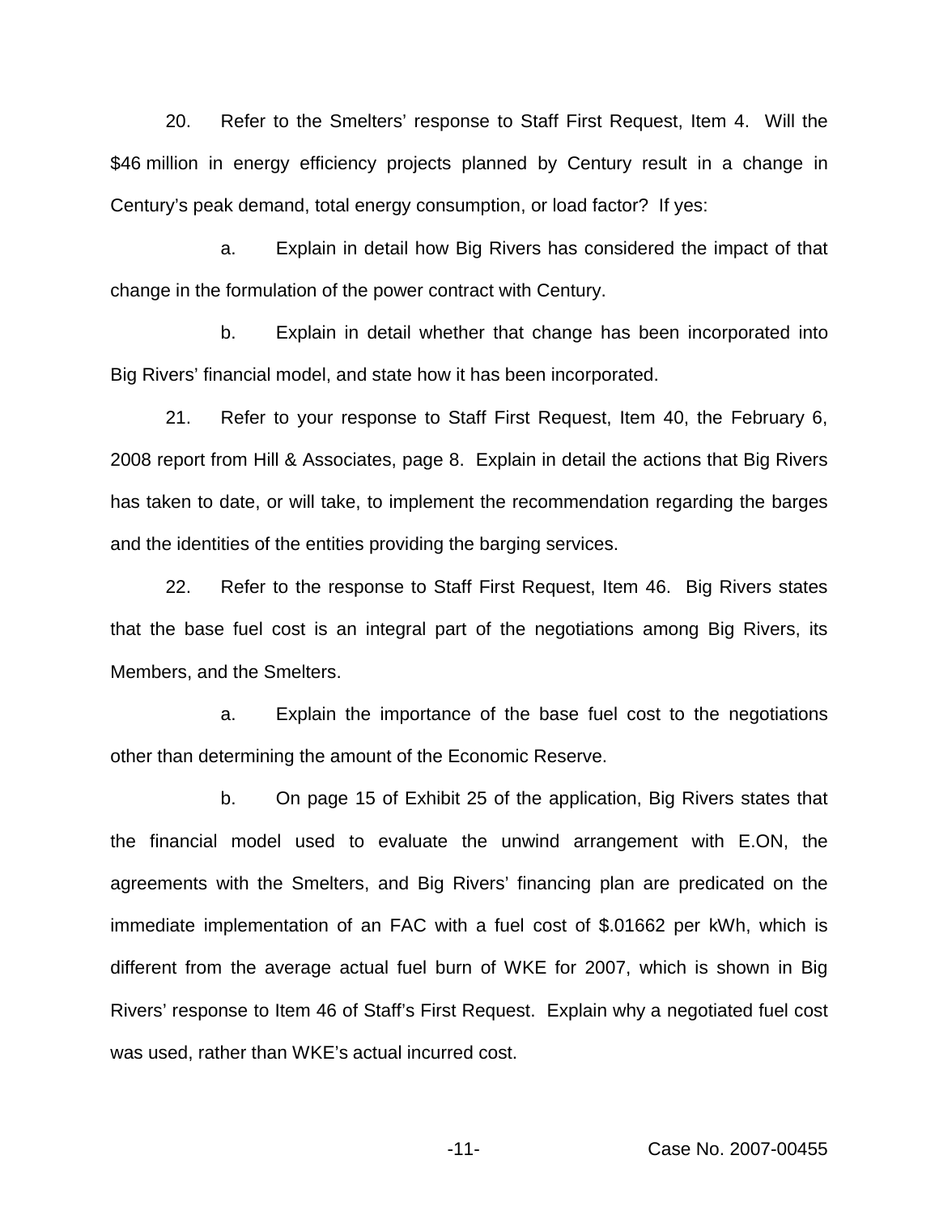20. Refer to the Smelters' response to Staff First Request, Item 4. Will the $46 million in energy efficiency projects planned by Century result in a change in Century's peak demand, total energy consumption, or load factor? If yes:

a. Explain in detail how Big Rivers has considered the impact of that change in the formulation of the power contract with Century.

b. Explain in detail whether that change has been incorporated into Big Rivers' financial model, and state how it has been incorporated.

21. Refer to your response to Staff First Request, Item 40, the February 6, 2008 report from Hill & Associates, page 8. Explain in detail the actions that Big Rivers has taken to date, or will take, to implement the recommendation regarding the barges and the identities of the entities providing the barging services.

22. Refer to the response to Staff First Request, Item 46. Big Rivers states that the base fuel cost is an integral part of the negotiations among Big Rivers, its Members, and the Smelters.

a. Explain the importance of the base fuel cost to the negotiations other than determining the amount of the Economic Reserve.

b. On page 15 of Exhibit 25 of the application, Big Rivers states that the financial model used to evaluate the unwind arrangement with E.ON, the agreements with the Smelters, and Big Rivers' financing plan are predicated on the immediate implementation of an FAC with a fuel cost of $.01662 per kWh, which is different from the average actual fuel burn of WKE for 2007, which is shown in Big Rivers' response to Item 46 of Staff's First Request. Explain why a negotiated fuel cost was used, rather than WKE's actual incurred cost.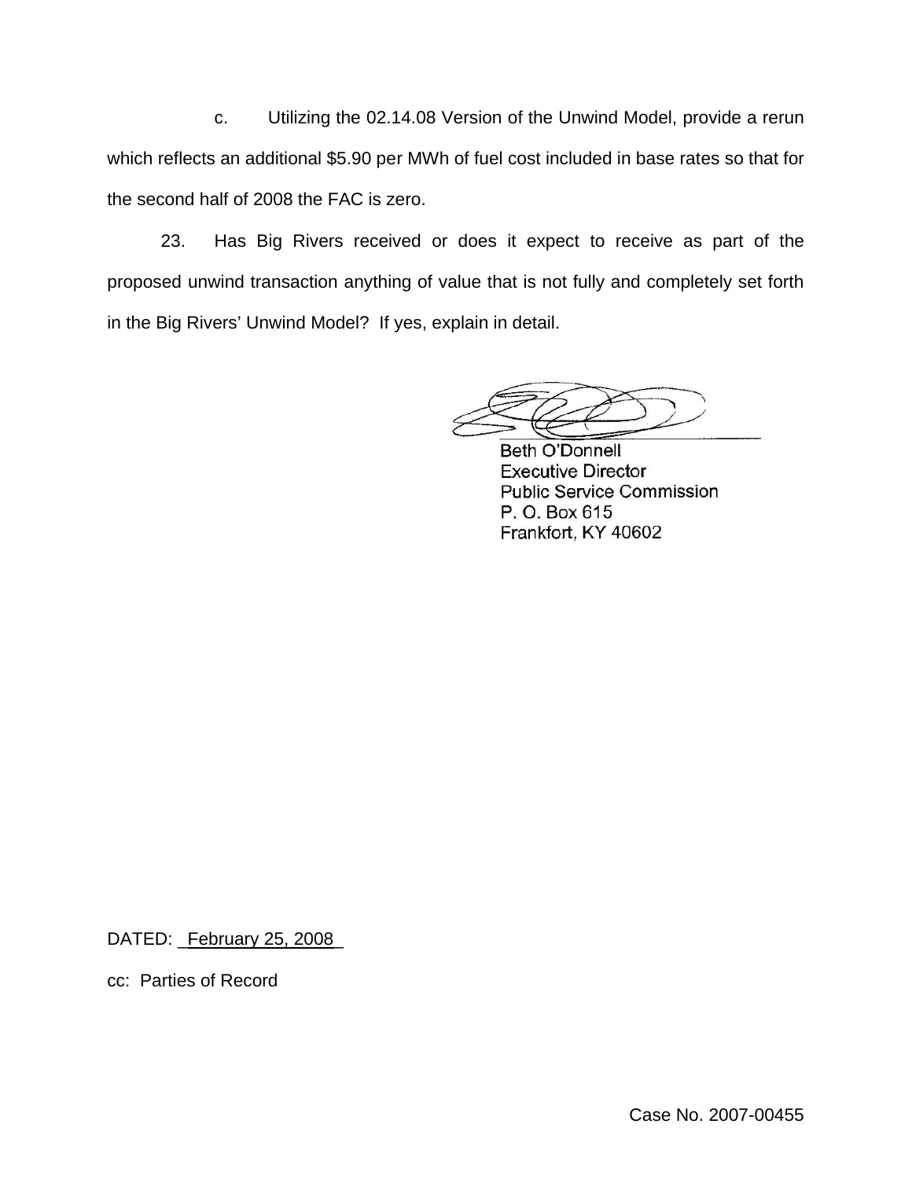c. Utilizing the 02.14.08 Version of the Unwind Model, provide a rerun which reflects an additional $5.90 per MWh of fuel cost included in base rates so that for the second half of 2008 the FAC is zero.

23. Has Big Rivers received or does it expect to receive as part of the proposed unwind transaction anything of value that is not fully and completely set forth in the Big Rivers' Unwind Model? If yes, explain in detail.

Beth O'Donnell
Executive Director
Public Service Commission
P. O. Box 615
Frankfort, KY 40602

DATED: February 25, 2008

cc: Parties of Record

Case No. 2007-00455